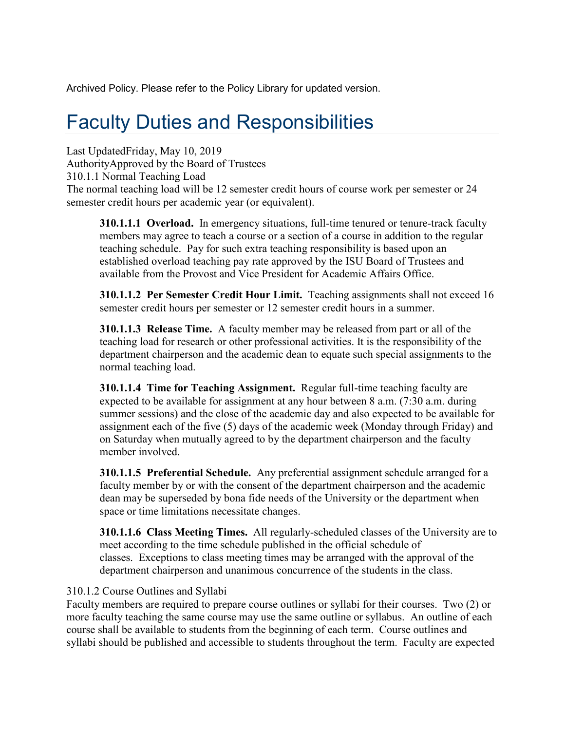Archived Policy. Please refer to the Policy Library for updated version.

# Faculty Duties and Responsibilities

Last UpdatedFriday, May 10, 2019
AuthorityApproved by the Board of Trustees
310.1.1 Normal Teaching Load
The normal teaching load will be 12 semester credit hours of course work per semester or 24 semester credit hours per academic year (or equivalent).

> **310.1.1.1 Overload.** In emergency situations, full-time tenured or tenure-track faculty members may agree to teach a course or a section of a course in addition to the regular teaching schedule. Pay for such extra teaching responsibility is based upon an established overload teaching pay rate approved by the ISU Board of Trustees and available from the Provost and Vice President for Academic Affairs Office.
>
> **310.1.1.2 Per Semester Credit Hour Limit.** Teaching assignments shall not exceed 16 semester credit hours per semester or 12 semester credit hours in a summer.
>
> **310.1.1.3 Release Time.** A faculty member may be released from part or all of the teaching load for research or other professional activities. It is the responsibility of the department chairperson and the academic dean to equate such special assignments to the normal teaching load.
>
> **310.1.1.4 Time for Teaching Assignment.** Regular full-time teaching faculty are expected to be available for assignment at any hour between 8 a.m. (7:30 a.m. during summer sessions) and the close of the academic day and also expected to be available for assignment each of the five (5) days of the academic week (Monday through Friday) and on Saturday when mutually agreed to by the department chairperson and the faculty member involved.
>
> **310.1.1.5 Preferential Schedule.** Any preferential assignment schedule arranged for a faculty member by or with the consent of the department chairperson and the academic dean may be superseded by bona fide needs of the University or the department when space or time limitations necessitate changes.
>
> **310.1.1.6 Class Meeting Times.** All regularly-scheduled classes of the University are to meet according to the time schedule published in the official schedule of classes. Exceptions to class meeting times may be arranged with the approval of the department chairperson and unanimous concurrence of the students in the class.

310.1.2 Course Outlines and Syllabi
Faculty members are required to prepare course outlines or syllabi for their courses. Two (2) or more faculty teaching the same course may use the same outline or syllabus. An outline of each course shall be available to students from the beginning of each term. Course outlines and syllabi should be published and accessible to students throughout the term. Faculty are expected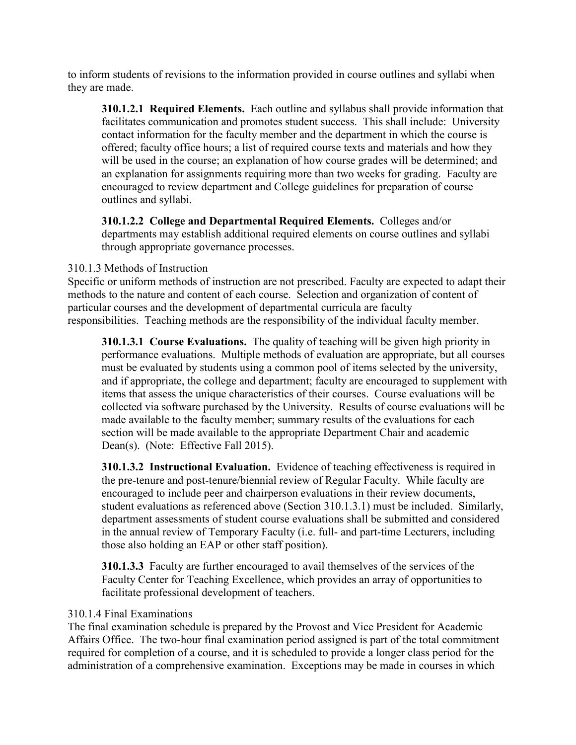to inform students of revisions to the information provided in course outlines and syllabi when they are made.

**310.1.2.1 Required Elements.** Each outline and syllabus shall provide information that facilitates communication and promotes student success. This shall include: University contact information for the faculty member and the department in which the course is offered; faculty office hours; a list of required course texts and materials and how they will be used in the course; an explanation of how course grades will be determined; and an explanation for assignments requiring more than two weeks for grading. Faculty are encouraged to review department and College guidelines for preparation of course outlines and syllabi.

**310.1.2.2 College and Departmental Required Elements.** Colleges and/or departments may establish additional required elements on course outlines and syllabi through appropriate governance processes.

310.1.3 Methods of Instruction

Specific or uniform methods of instruction are not prescribed. Faculty are expected to adapt their methods to the nature and content of each course. Selection and organization of content of particular courses and the development of departmental curricula are faculty responsibilities. Teaching methods are the responsibility of the individual faculty member.

**310.1.3.1 Course Evaluations.** The quality of teaching will be given high priority in performance evaluations. Multiple methods of evaluation are appropriate, but all courses must be evaluated by students using a common pool of items selected by the university, and if appropriate, the college and department; faculty are encouraged to supplement with items that assess the unique characteristics of their courses. Course evaluations will be collected via software purchased by the University. Results of course evaluations will be made available to the faculty member; summary results of the evaluations for each section will be made available to the appropriate Department Chair and academic Dean(s). (Note: Effective Fall 2015).

**310.1.3.2 Instructional Evaluation.** Evidence of teaching effectiveness is required in the pre-tenure and post-tenure/biennial review of Regular Faculty. While faculty are encouraged to include peer and chairperson evaluations in their review documents, student evaluations as referenced above (Section 310.1.3.1) must be included. Similarly, department assessments of student course evaluations shall be submitted and considered in the annual review of Temporary Faculty (i.e. full- and part-time Lecturers, including those also holding an EAP or other staff position).

**310.1.3.3** Faculty are further encouraged to avail themselves of the services of the Faculty Center for Teaching Excellence, which provides an array of opportunities to facilitate professional development of teachers.

310.1.4 Final Examinations

The final examination schedule is prepared by the Provost and Vice President for Academic Affairs Office. The two-hour final examination period assigned is part of the total commitment required for completion of a course, and it is scheduled to provide a longer class period for the administration of a comprehensive examination. Exceptions may be made in courses in which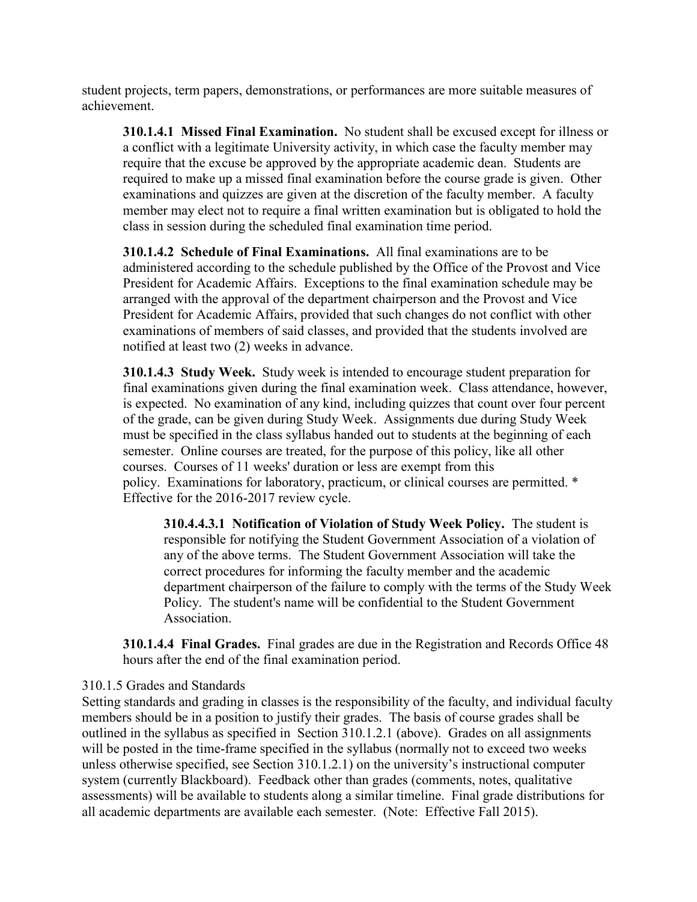student projects, term papers, demonstrations, or performances are more suitable measures of achievement.

**310.1.4.1 Missed Final Examination.** No student shall be excused except for illness or a conflict with a legitimate University activity, in which case the faculty member may require that the excuse be approved by the appropriate academic dean. Students are required to make up a missed final examination before the course grade is given. Other examinations and quizzes are given at the discretion of the faculty member. A faculty member may elect not to require a final written examination but is obligated to hold the class in session during the scheduled final examination time period.

**310.1.4.2 Schedule of Final Examinations.** All final examinations are to be administered according to the schedule published by the Office of the Provost and Vice President for Academic Affairs. Exceptions to the final examination schedule may be arranged with the approval of the department chairperson and the Provost and Vice President for Academic Affairs, provided that such changes do not conflict with other examinations of members of said classes, and provided that the students involved are notified at least two (2) weeks in advance.

**310.1.4.3 Study Week.** Study week is intended to encourage student preparation for final examinations given during the final examination week. Class attendance, however, is expected. No examination of any kind, including quizzes that count over four percent of the grade, can be given during Study Week. Assignments due during Study Week must be specified in the class syllabus handed out to students at the beginning of each semester. Online courses are treated, for the purpose of this policy, like all other courses. Courses of 11 weeks' duration or less are exempt from this policy. Examinations for laboratory, practicum, or clinical courses are permitted. * Effective for the 2016-2017 review cycle.

**310.4.4.3.1 Notification of Violation of Study Week Policy.** The student is responsible for notifying the Student Government Association of a violation of any of the above terms. The Student Government Association will take the correct procedures for informing the faculty member and the academic department chairperson of the failure to comply with the terms of the Study Week Policy. The student's name will be confidential to the Student Government Association.

**310.1.4.4 Final Grades.** Final grades are due in the Registration and Records Office 48 hours after the end of the final examination period.

310.1.5 Grades and Standards

Setting standards and grading in classes is the responsibility of the faculty, and individual faculty members should be in a position to justify their grades. The basis of course grades shall be outlined in the syllabus as specified in Section 310.1.2.1 (above). Grades on all assignments will be posted in the time-frame specified in the syllabus (normally not to exceed two weeks unless otherwise specified, see Section 310.1.2.1) on the university's instructional computer system (currently Blackboard). Feedback other than grades (comments, notes, qualitative assessments) will be available to students along a similar timeline. Final grade distributions for all academic departments are available each semester. (Note: Effective Fall 2015).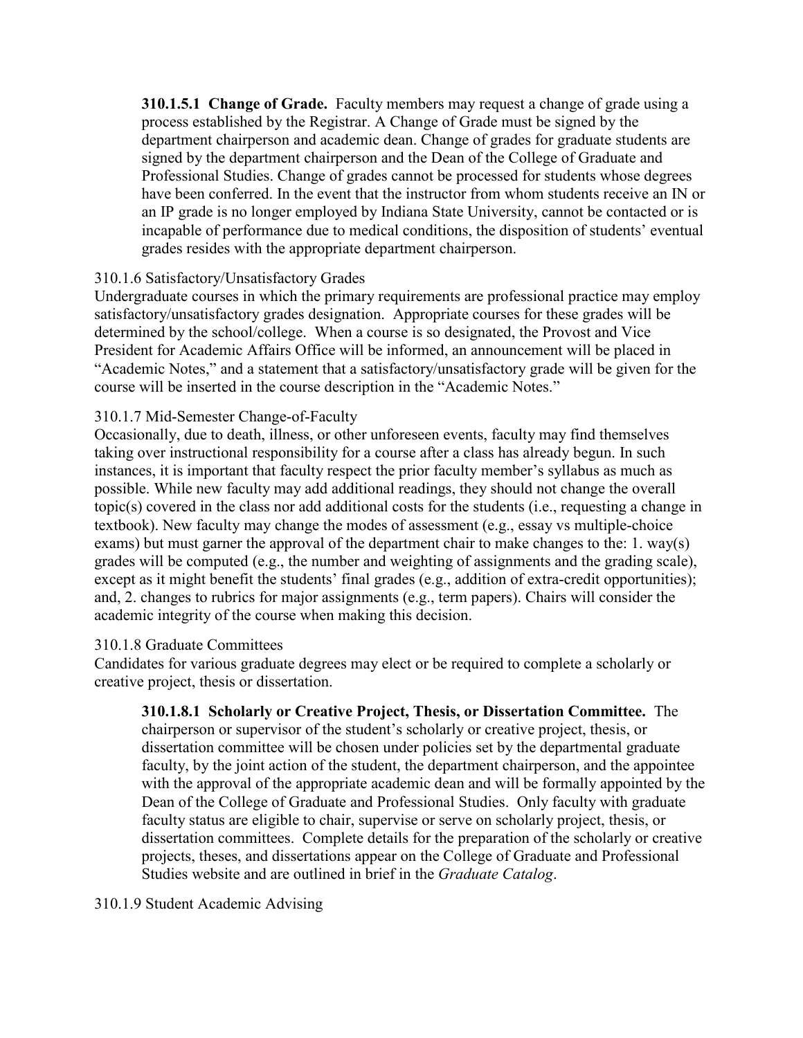**310.1.5.1 Change of Grade.** Faculty members may request a change of grade using a process established by the Registrar. A Change of Grade must be signed by the department chairperson and academic dean. Change of grades for graduate students are signed by the department chairperson and the Dean of the College of Graduate and Professional Studies. Change of grades cannot be processed for students whose degrees have been conferred. In the event that the instructor from whom students receive an IN or an IP grade is no longer employed by Indiana State University, cannot be contacted or is incapable of performance due to medical conditions, the disposition of students' eventual grades resides with the appropriate department chairperson.

310.1.6 Satisfactory/Unsatisfactory Grades

Undergraduate courses in which the primary requirements are professional practice may employ satisfactory/unsatisfactory grades designation. Appropriate courses for these grades will be determined by the school/college. When a course is so designated, the Provost and Vice President for Academic Affairs Office will be informed, an announcement will be placed in "Academic Notes," and a statement that a satisfactory/unsatisfactory grade will be given for the course will be inserted in the course description in the "Academic Notes."

310.1.7 Mid-Semester Change-of-Faculty

Occasionally, due to death, illness, or other unforeseen events, faculty may find themselves taking over instructional responsibility for a course after a class has already begun. In such instances, it is important that faculty respect the prior faculty member's syllabus as much as possible. While new faculty may add additional readings, they should not change the overall topic(s) covered in the class nor add additional costs for the students (i.e., requesting a change in textbook). New faculty may change the modes of assessment (e.g., essay vs multiple-choice exams) but must garner the approval of the department chair to make changes to the: 1. way(s) grades will be computed (e.g., the number and weighting of assignments and the grading scale), except as it might benefit the students' final grades (e.g., addition of extra-credit opportunities); and, 2. changes to rubrics for major assignments (e.g., term papers). Chairs will consider the academic integrity of the course when making this decision.

310.1.8 Graduate Committees

Candidates for various graduate degrees may elect or be required to complete a scholarly or creative project, thesis or dissertation.

**310.1.8.1 Scholarly or Creative Project, Thesis, or Dissertation Committee.** The chairperson or supervisor of the student's scholarly or creative project, thesis, or dissertation committee will be chosen under policies set by the departmental graduate faculty, by the joint action of the student, the department chairperson, and the appointee with the approval of the appropriate academic dean and will be formally appointed by the Dean of the College of Graduate and Professional Studies. Only faculty with graduate faculty status are eligible to chair, supervise or serve on scholarly project, thesis, or dissertation committees. Complete details for the preparation of the scholarly or creative projects, theses, and dissertations appear on the College of Graduate and Professional Studies website and are outlined in brief in the *Graduate Catalog*.

310.1.9 Student Academic Advising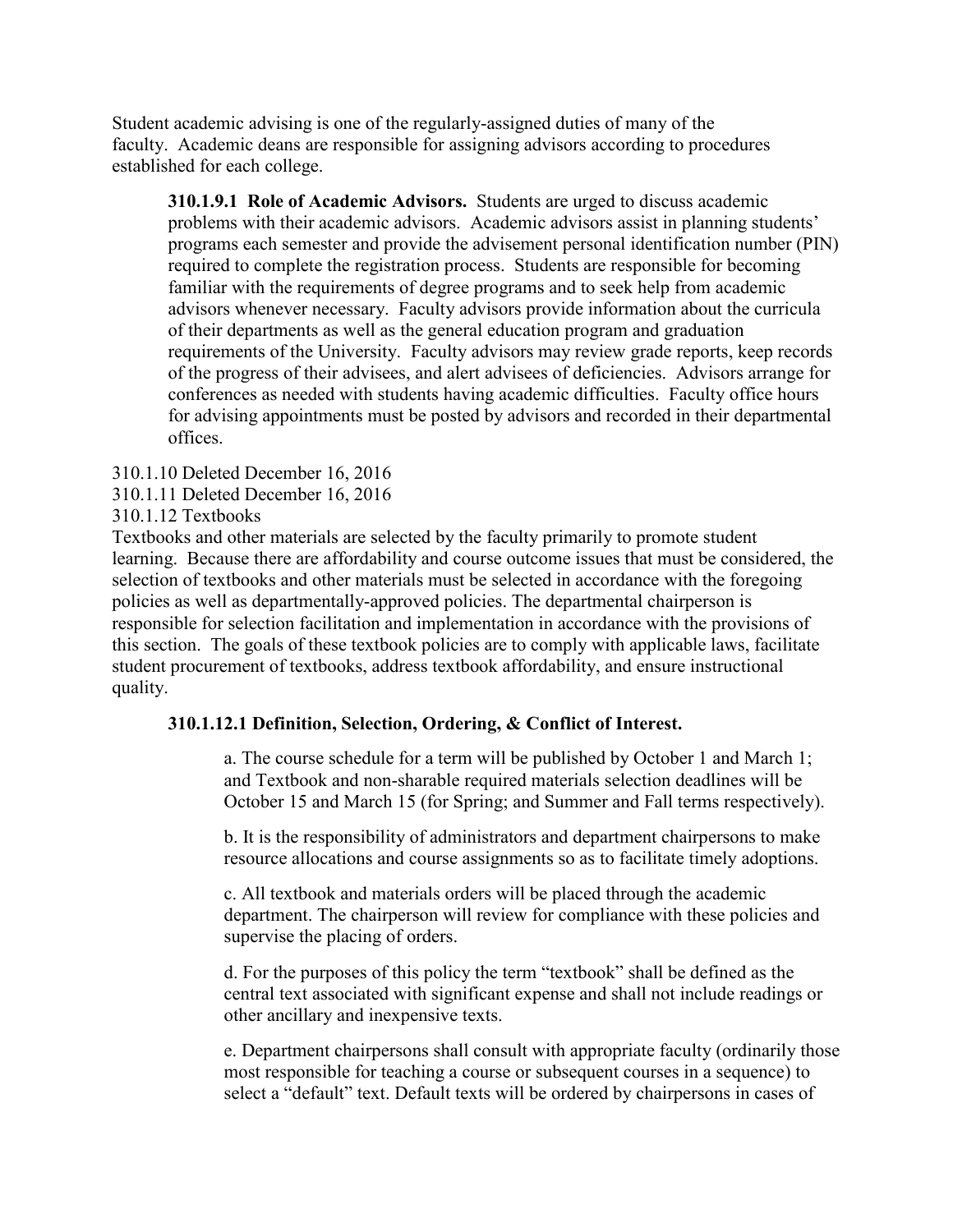Student academic advising is one of the regularly-assigned duties of many of the faculty. Academic deans are responsible for assigning advisors according to procedures established for each college.

> **310.1.9.1 Role of Academic Advisors.** Students are urged to discuss academic problems with their academic advisors. Academic advisors assist in planning students' programs each semester and provide the advisement personal identification number (PIN) required to complete the registration process. Students are responsible for becoming familiar with the requirements of degree programs and to seek help from academic advisors whenever necessary. Faculty advisors provide information about the curricula of their departments as well as the general education program and graduation requirements of the University. Faculty advisors may review grade reports, keep records of the progress of their advisees, and alert advisees of deficiencies. Advisors arrange for conferences as needed with students having academic difficulties. Faculty office hours for advising appointments must be posted by advisors and recorded in their departmental offices.

310.1.10 Deleted December 16, 2016

310.1.11 Deleted December 16, 2016

310.1.12 Textbooks

Textbooks and other materials are selected by the faculty primarily to promote student learning. Because there are affordability and course outcome issues that must be considered, the selection of textbooks and other materials must be selected in accordance with the foregoing policies as well as departmentally-approved policies. The departmental chairperson is responsible for selection facilitation and implementation in accordance with the provisions of this section. The goals of these textbook policies are to comply with applicable laws, facilitate student procurement of textbooks, address textbook affordability, and ensure instructional quality.

**310.1.12.1 Definition, Selection, Ordering, & Conflict of Interest.**

a. The course schedule for a term will be published by October 1 and March 1; and Textbook and non-sharable required materials selection deadlines will be October 15 and March 15 (for Spring; and Summer and Fall terms respectively).

b. It is the responsibility of administrators and department chairpersons to make resource allocations and course assignments so as to facilitate timely adoptions.

c. All textbook and materials orders will be placed through the academic department. The chairperson will review for compliance with these policies and supervise the placing of orders.

d. For the purposes of this policy the term "textbook" shall be defined as the central text associated with significant expense and shall not include readings or other ancillary and inexpensive texts.

e. Department chairpersons shall consult with appropriate faculty (ordinarily those most responsible for teaching a course or subsequent courses in a sequence) to select a "default" text. Default texts will be ordered by chairpersons in cases of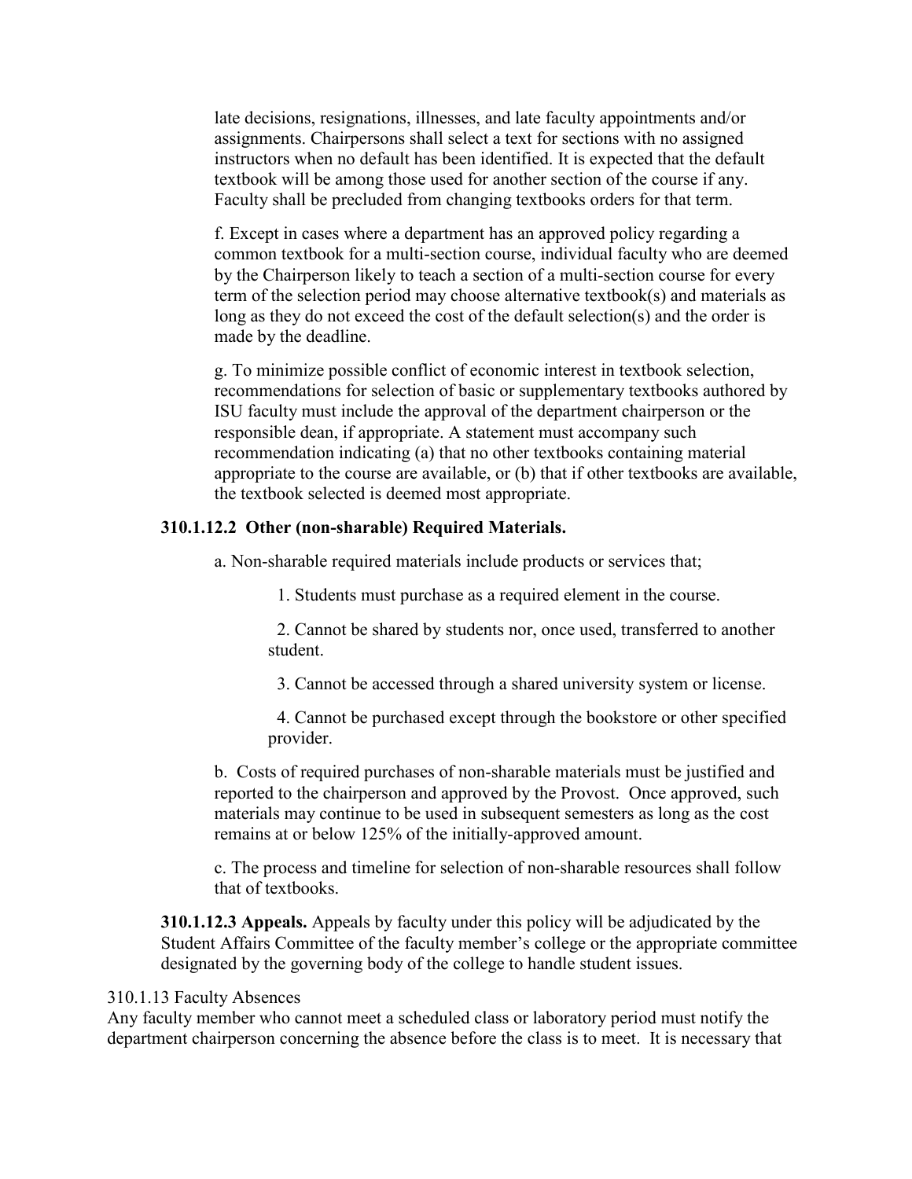late decisions, resignations, illnesses, and late faculty appointments and/or assignments. Chairpersons shall select a text for sections with no assigned instructors when no default has been identified. It is expected that the default textbook will be among those used for another section of the course if any. Faculty shall be precluded from changing textbooks orders for that term.

f. Except in cases where a department has an approved policy regarding a common textbook for a multi-section course, individual faculty who are deemed by the Chairperson likely to teach a section of a multi-section course for every term of the selection period may choose alternative textbook(s) and materials as long as they do not exceed the cost of the default selection(s) and the order is made by the deadline.

g. To minimize possible conflict of economic interest in textbook selection, recommendations for selection of basic or supplementary textbooks authored by ISU faculty must include the approval of the department chairperson or the responsible dean, if appropriate. A statement must accompany such recommendation indicating (a) that no other textbooks containing material appropriate to the course are available, or (b) that if other textbooks are available, the textbook selected is deemed most appropriate.

**310.1.12.2 Other (non-sharable) Required Materials.**

a. Non-sharable required materials include products or services that;

1. Students must purchase as a required element in the course.

2. Cannot be shared by students nor, once used, transferred to another student.

3. Cannot be accessed through a shared university system or license.

4. Cannot be purchased except through the bookstore or other specified provider.

b. Costs of required purchases of non-sharable materials must be justified and reported to the chairperson and approved by the Provost. Once approved, such materials may continue to be used in subsequent semesters as long as the cost remains at or below 125% of the initially-approved amount.

c. The process and timeline for selection of non-sharable resources shall follow that of textbooks.

**310.1.12.3 Appeals.** Appeals by faculty under this policy will be adjudicated by the Student Affairs Committee of the faculty member's college or the appropriate committee designated by the governing body of the college to handle student issues.

310.1.13 Faculty Absences
Any faculty member who cannot meet a scheduled class or laboratory period must notify the department chairperson concerning the absence before the class is to meet. It is necessary that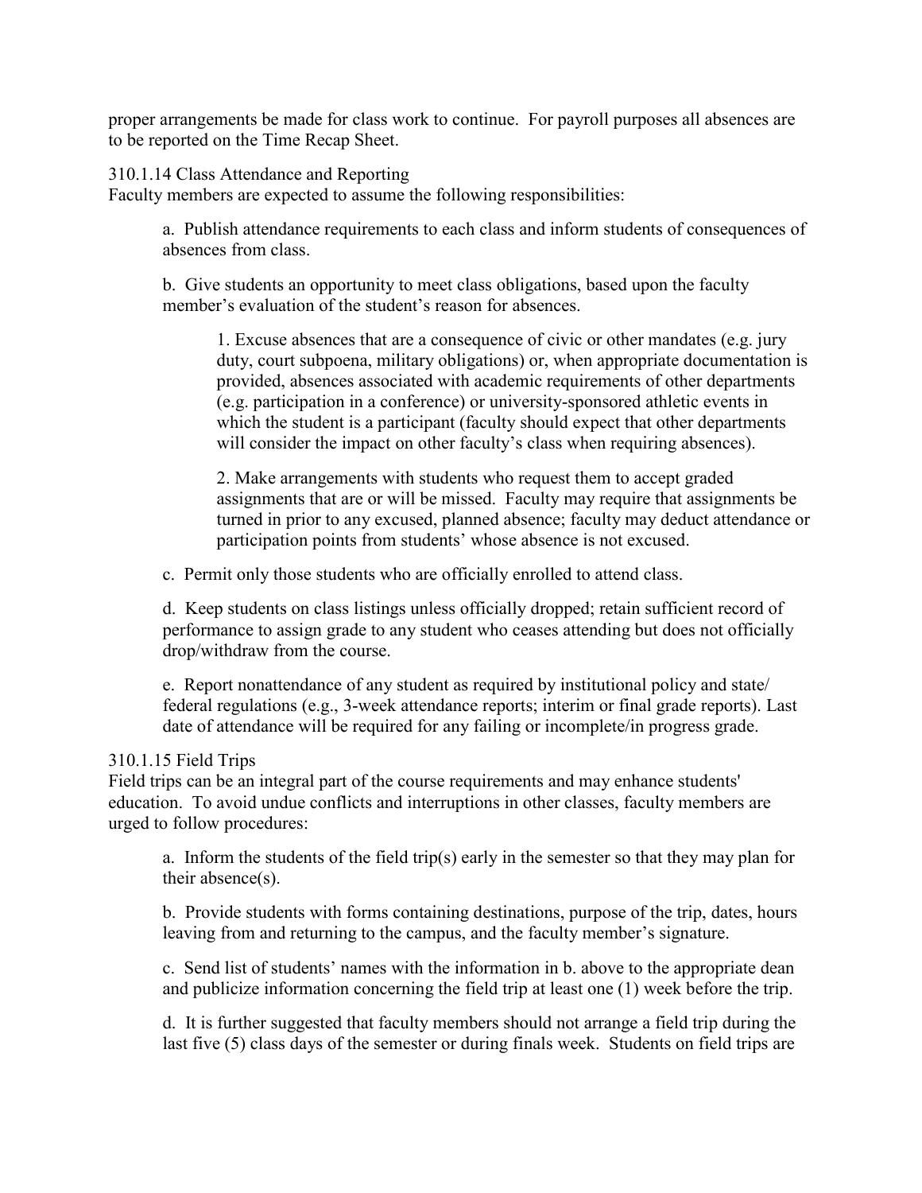proper arrangements be made for class work to continue. For payroll purposes all absences are to be reported on the Time Recap Sheet.

310.1.14 Class Attendance and Reporting

Faculty members are expected to assume the following responsibilities:

a. Publish attendance requirements to each class and inform students of consequences of absences from class.

b. Give students an opportunity to meet class obligations, based upon the faculty member's evaluation of the student's reason for absences.

1. Excuse absences that are a consequence of civic or other mandates (e.g. jury duty, court subpoena, military obligations) or, when appropriate documentation is provided, absences associated with academic requirements of other departments (e.g. participation in a conference) or university-sponsored athletic events in which the student is a participant (faculty should expect that other departments will consider the impact on other faculty's class when requiring absences).

2. Make arrangements with students who request them to accept graded assignments that are or will be missed. Faculty may require that assignments be turned in prior to any excused, planned absence; faculty may deduct attendance or participation points from students' whose absence is not excused.

c. Permit only those students who are officially enrolled to attend class.

d. Keep students on class listings unless officially dropped; retain sufficient record of performance to assign grade to any student who ceases attending but does not officially drop/withdraw from the course.

e. Report nonattendance of any student as required by institutional policy and state/ federal regulations (e.g., 3-week attendance reports; interim or final grade reports). Last date of attendance will be required for any failing or incomplete/in progress grade.

310.1.15 Field Trips

Field trips can be an integral part of the course requirements and may enhance students' education. To avoid undue conflicts and interruptions in other classes, faculty members are urged to follow procedures:

a. Inform the students of the field trip(s) early in the semester so that they may plan for their absence(s).

b. Provide students with forms containing destinations, purpose of the trip, dates, hours leaving from and returning to the campus, and the faculty member's signature.

c. Send list of students' names with the information in b. above to the appropriate dean and publicize information concerning the field trip at least one (1) week before the trip.

d. It is further suggested that faculty members should not arrange a field trip during the last five (5) class days of the semester or during finals week. Students on field trips are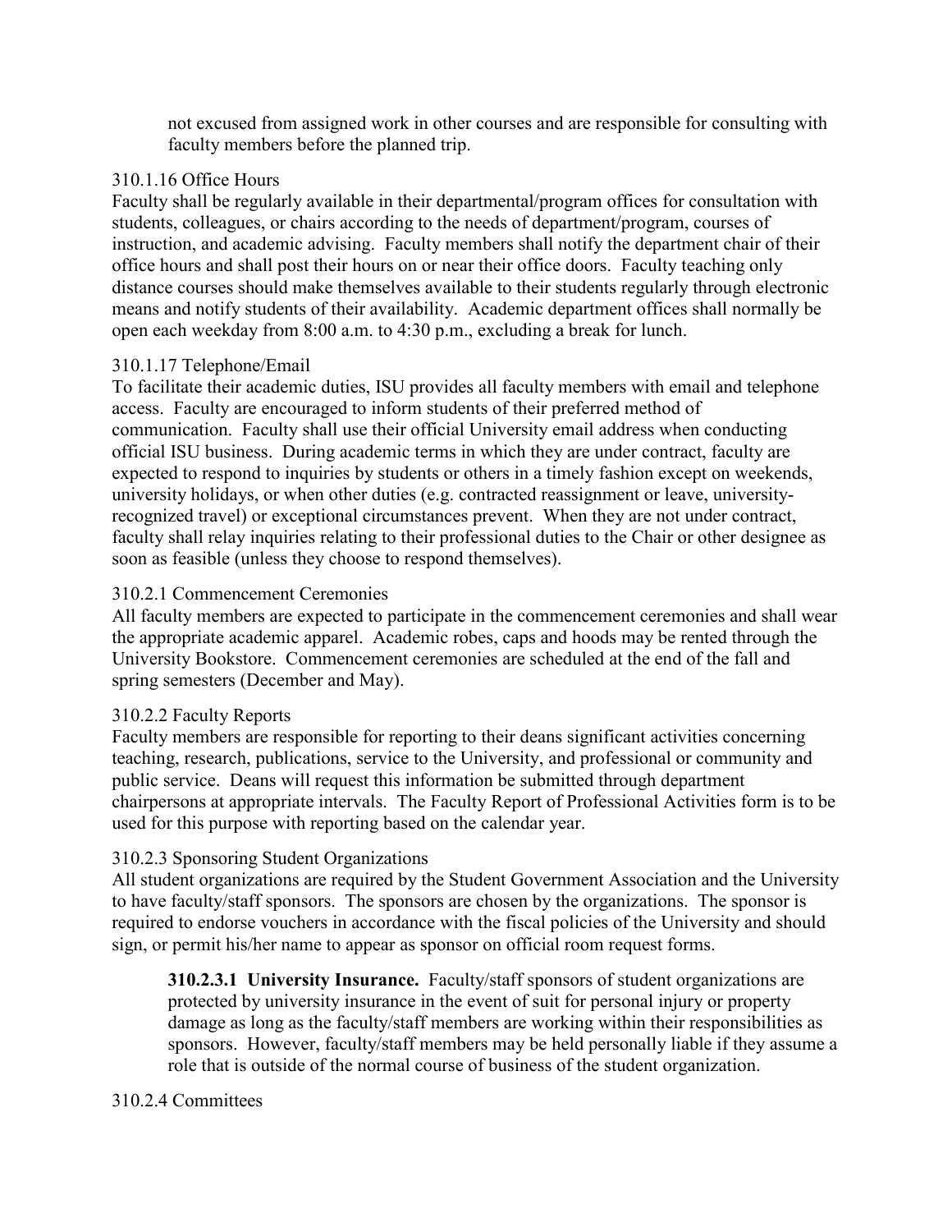not excused from assigned work in other courses and are responsible for consulting with faculty members before the planned trip.

310.1.16 Office Hours

Faculty shall be regularly available in their departmental/program offices for consultation with students, colleagues, or chairs according to the needs of department/program, courses of instruction, and academic advising. Faculty members shall notify the department chair of their office hours and shall post their hours on or near their office doors. Faculty teaching only distance courses should make themselves available to their students regularly through electronic means and notify students of their availability. Academic department offices shall normally be open each weekday from 8:00 a.m. to 4:30 p.m., excluding a break for lunch.

310.1.17 Telephone/Email

To facilitate their academic duties, ISU provides all faculty members with email and telephone access. Faculty are encouraged to inform students of their preferred method of communication. Faculty shall use their official University email address when conducting official ISU business. During academic terms in which they are under contract, faculty are expected to respond to inquiries by students or others in a timely fashion except on weekends, university holidays, or when other duties (e.g. contracted reassignment or leave, university-recognized travel) or exceptional circumstances prevent. When they are not under contract, faculty shall relay inquiries relating to their professional duties to the Chair or other designee as soon as feasible (unless they choose to respond themselves).

310.2.1 Commencement Ceremonies

All faculty members are expected to participate in the commencement ceremonies and shall wear the appropriate academic apparel. Academic robes, caps and hoods may be rented through the University Bookstore. Commencement ceremonies are scheduled at the end of the fall and spring semesters (December and May).

310.2.2 Faculty Reports

Faculty members are responsible for reporting to their deans significant activities concerning teaching, research, publications, service to the University, and professional or community and public service. Deans will request this information be submitted through department chairpersons at appropriate intervals. The Faculty Report of Professional Activities form is to be used for this purpose with reporting based on the calendar year.

310.2.3 Sponsoring Student Organizations

All student organizations are required by the Student Government Association and the University to have faculty/staff sponsors. The sponsors are chosen by the organizations. The sponsor is required to endorse vouchers in accordance with the fiscal policies of the University and should sign, or permit his/her name to appear as sponsor on official room request forms.

**310.2.3.1 University Insurance.** Faculty/staff sponsors of student organizations are protected by university insurance in the event of suit for personal injury or property damage as long as the faculty/staff members are working within their responsibilities as sponsors. However, faculty/staff members may be held personally liable if they assume a role that is outside of the normal course of business of the student organization.

310.2.4 Committees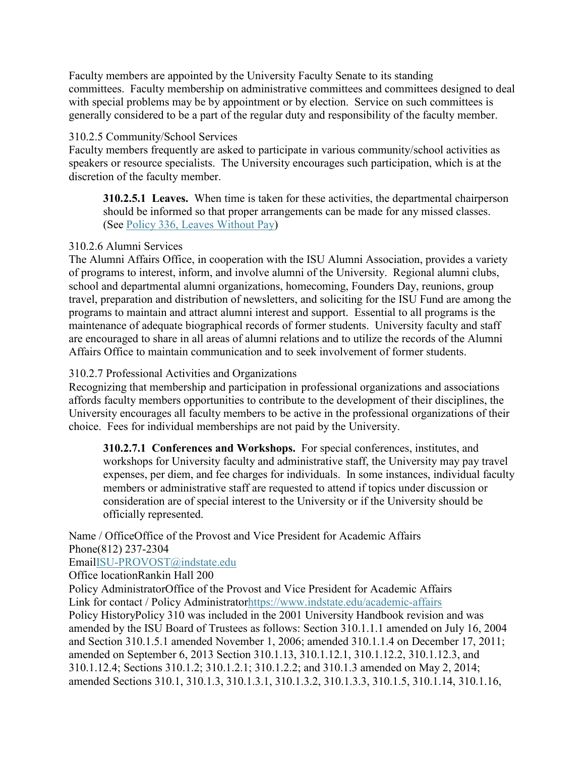Faculty members are appointed by the University Faculty Senate to its standing committees. Faculty membership on administrative committees and committees designed to deal with special problems may be by appointment or by election. Service on such committees is generally considered to be a part of the regular duty and responsibility of the faculty member.

310.2.5 Community/School Services

Faculty members frequently are asked to participate in various community/school activities as speakers or resource specialists. The University encourages such participation, which is at the discretion of the faculty member.

> **310.2.5.1 Leaves.** When time is taken for these activities, the departmental chairperson should be informed so that proper arrangements can be made for any missed classes. (See [Policy 336, Leaves Without Pay](#))

310.2.6 Alumni Services

The Alumni Affairs Office, in cooperation with the ISU Alumni Association, provides a variety of programs to interest, inform, and involve alumni of the University. Regional alumni clubs, school and departmental alumni organizations, homecoming, Founders Day, reunions, group travel, preparation and distribution of newsletters, and soliciting for the ISU Fund are among the programs to maintain and attract alumni interest and support. Essential to all programs is the maintenance of adequate biographical records of former students. University faculty and staff are encouraged to share in all areas of alumni relations and to utilize the records of the Alumni Affairs Office to maintain communication and to seek involvement of former students.

310.2.7 Professional Activities and Organizations

Recognizing that membership and participation in professional organizations and associations affords faculty members opportunities to contribute to the development of their disciplines, the University encourages all faculty members to be active in the professional organizations of their choice. Fees for individual memberships are not paid by the University.

> **310.2.7.1 Conferences and Workshops.** For special conferences, institutes, and workshops for University faculty and administrative staff, the University may pay travel expenses, per diem, and fee charges for individuals. In some instances, individual faculty members or administrative staff are requested to attend if topics under discussion or consideration are of special interest to the University or if the University should be officially represented.

Name / OfficeOffice of the Provost and Vice President for Academic Affairs
Phone(812) 237-2304
EmailISU-PROVOST@indstate.edu
Office locationRankin Hall 200
Policy AdministratorOffice of the Provost and Vice President for Academic Affairs
Link for contact / Policy Administratorhttps://www.indstate.edu/academic-affairs
Policy HistoryPolicy 310 was included in the 2001 University Handbook revision and was amended by the ISU Board of Trustees as follows: Section 310.1.1.1 amended on July 16, 2004 and Section 310.1.5.1 amended November 1, 2006; amended 310.1.1.4 on December 17, 2011; amended on September 6, 2013 Section 310.1.13, 310.1.12.1, 310.1.12.2, 310.1.12.3, and 310.1.12.4; Sections 310.1.2; 310.1.2.1; 310.1.2.2; and 310.1.3 amended on May 2, 2014; amended Sections 310.1, 310.1.3, 310.1.3.1, 310.1.3.2, 310.1.3.3, 310.1.5, 310.1.14, 310.1.16,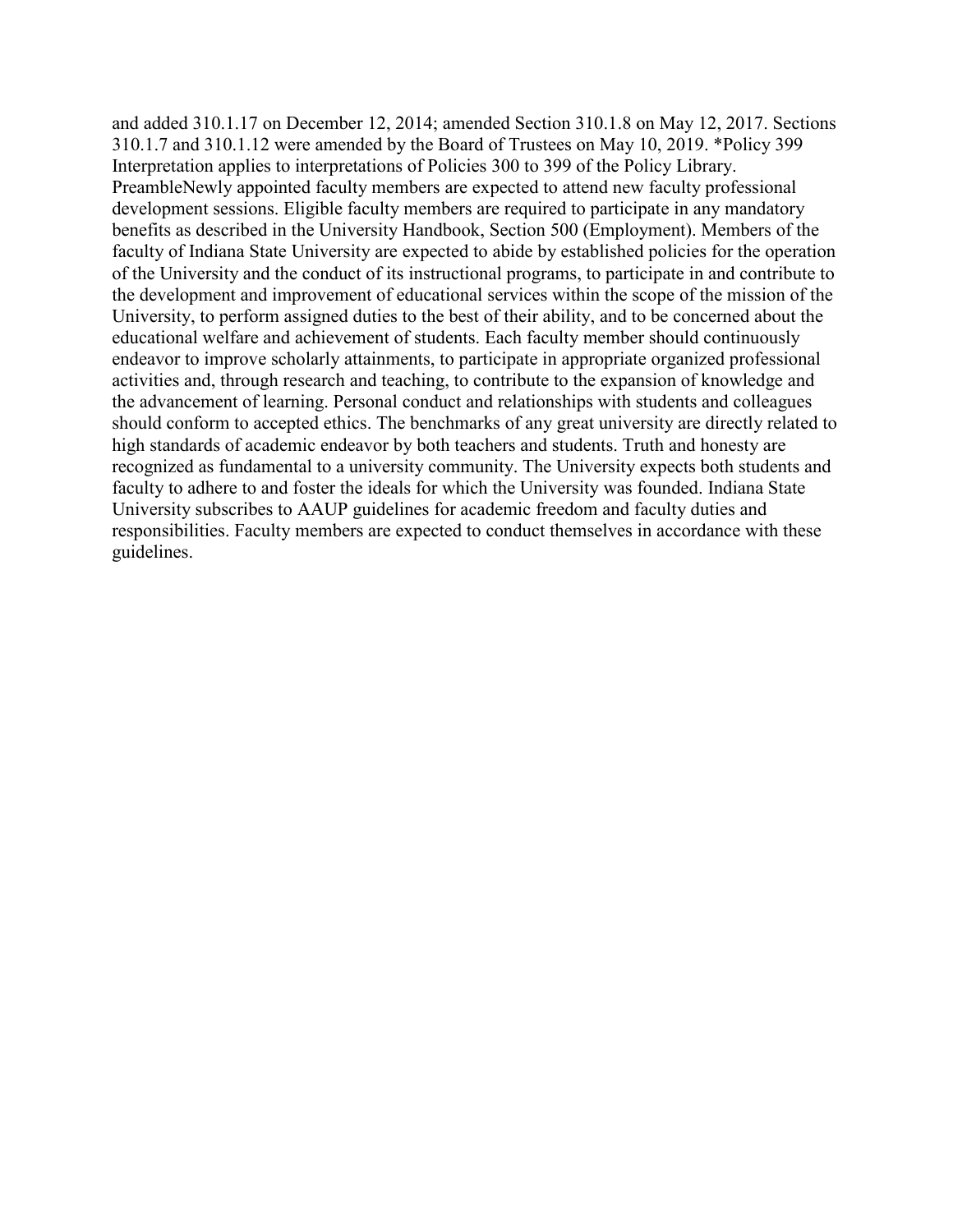and added 310.1.17 on December 12, 2014; amended Section 310.1.8 on May 12, 2017. Sections 310.1.7 and 310.1.12 were amended by the Board of Trustees on May 10, 2019. *Policy 399 Interpretation applies to interpretations of Policies 300 to 399 of the Policy Library. PreambleNewly appointed faculty members are expected to attend new faculty professional development sessions. Eligible faculty members are required to participate in any mandatory benefits as described in the University Handbook, Section 500 (Employment). Members of the faculty of Indiana State University are expected to abide by established policies for the operation of the University and the conduct of its instructional programs, to participate in and contribute to the development and improvement of educational services within the scope of the mission of the University, to perform assigned duties to the best of their ability, and to be concerned about the educational welfare and achievement of students. Each faculty member should continuously endeavor to improve scholarly attainments, to participate in appropriate organized professional activities and, through research and teaching, to contribute to the expansion of knowledge and the advancement of learning. Personal conduct and relationships with students and colleagues should conform to accepted ethics. The benchmarks of any great university are directly related to high standards of academic endeavor by both teachers and students. Truth and honesty are recognized as fundamental to a university community. The University expects both students and faculty to adhere to and foster the ideals for which the University was founded. Indiana State University subscribes to AAUP guidelines for academic freedom and faculty duties and responsibilities. Faculty members are expected to conduct themselves in accordance with these guidelines.